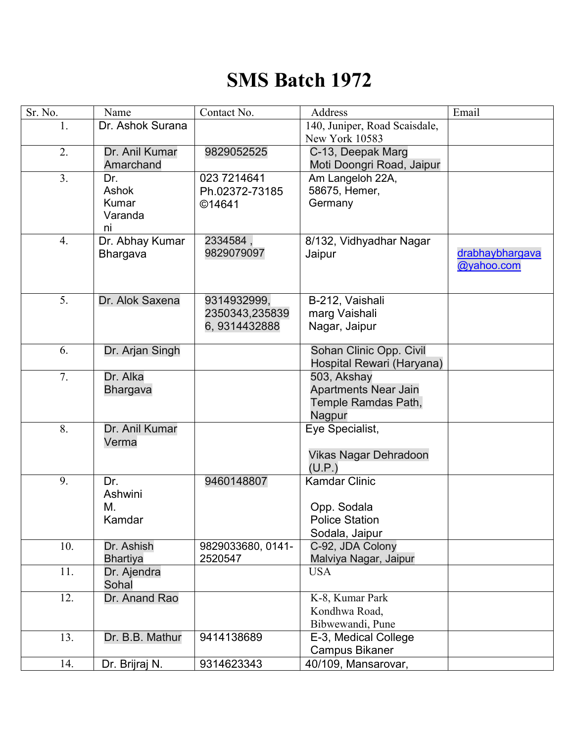# SMS Batch 1972

| Sr. No. | Name | Contact No. | Address | Email |
|---|---|---|---|---|
| 1. | Dr. Ashok Surana | | 140, Juniper, Road Scaisdale, New York 10583 | |
| 2. | Dr. Anil Kumar Amarchand | 9829052525 | C-13, Deepak Marg Moti Doongri Road, Jaipur | |
| 3. | Dr. Ashok Kumar Varandani | 023 7214641 Ph.02372-73185 ©14641 | Am Langeloh 22A, 58675, Hemer, Germany | |
| 4. | Dr. Abhay Kumar Bhargava | 2334584 , 9829079097 | 8/132, Vidhyadhar Nagar Jaipur | drabhaybhargava@yahoo.com |
| 5. | Dr. Alok Saxena | 9314932999, 2350343,2358396, 9314432888 | B-212, Vaishali marg Vaishali Nagar, Jaipur | |
| 6. | Dr. Arjan Singh | | Sohan Clinic Opp. Civil Hospital Rewari (Haryana) | |
| 7. | Dr. Alka Bhargava | | 503, Akshay Apartments Near Jain Temple Ramdas Path, Nagpur | |
| 8. | Dr. Anil Kumar Verma | | Eye Specialist, Vikas Nagar Dehradoon (U.P.) | |
| 9. | Dr. Ashwini M. Kamdar | 9460148807 | Kamdar Clinic Opp. Sodala Police Station Sodala, Jaipur | |
| 10. | Dr. Ashish Bhartiya | 9829033680, 0141-2520547 | C-92, JDA Colony Malviya Nagar, Jaipur | |
| 11. | Dr. Ajendra Sohal | | USA | |
| 12. | Dr. Anand Rao | | K-8, Kumar Park Kondhwa Road, Bibwewandi, Pune | |
| 13. | Dr. B.B. Mathur | 9414138689 | E-3, Medical College Campus Bikaner | |
| 14. | Dr. Brijraj N. | 9314623343 | 40/109, Mansarovar, | |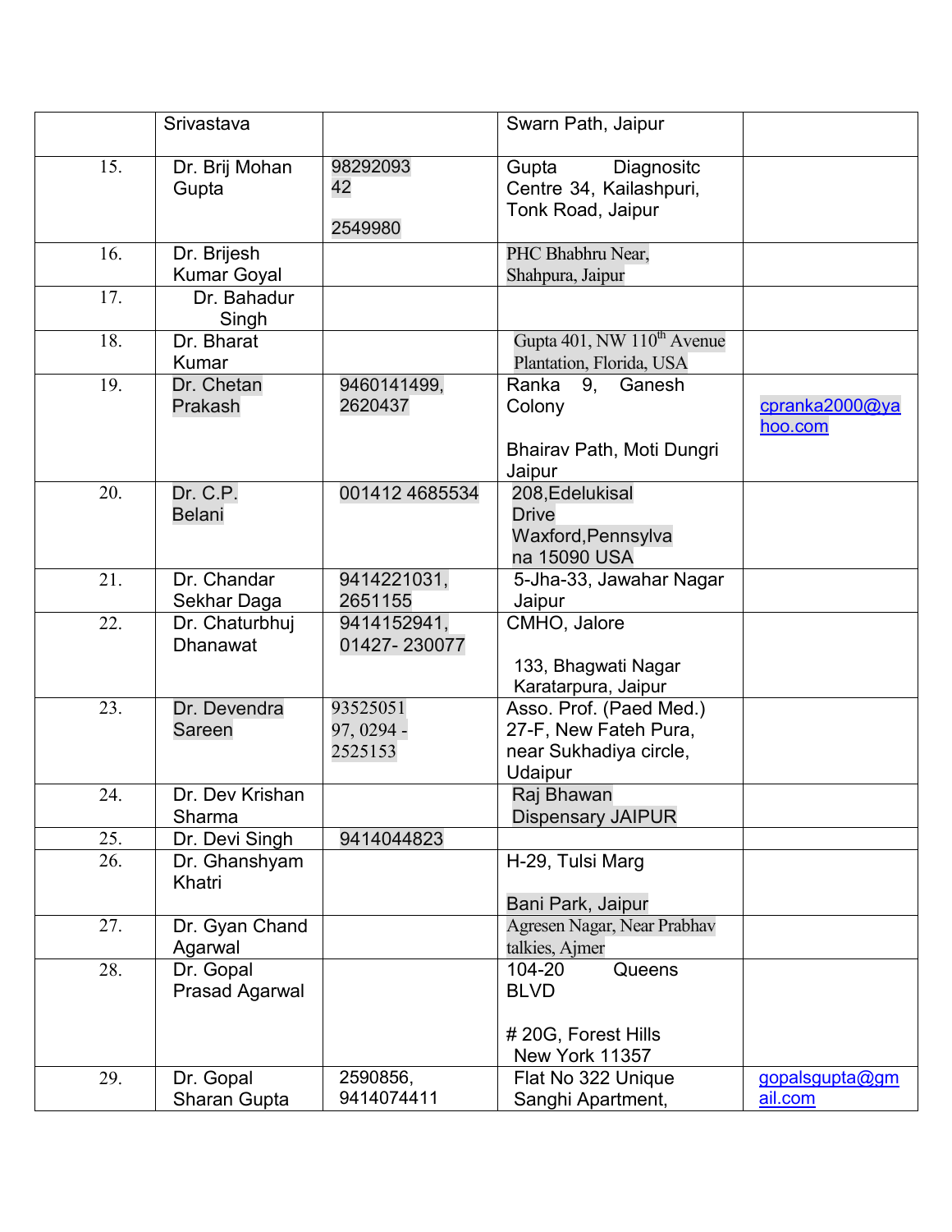| | | | | |
|---|---|---|---|---|
| | Srivastava | | Swarn Path, Jaipur | |
| 15. | Dr. Brij Mohan Gupta | 9829209342<br><br>2549980 | Gupta Diagnositc Centre 34, Kailashpuri, Tonk Road, Jaipur | |
| 16. | Dr. Brijesh Kumar Goyal | | PHC Bhabhru Near, Shahpura, Jaipur | |
| 17. | Dr. Bahadur Singh | | | |
| 18. | Dr. Bharat Kumar | | Gupta 401, NW 110th Avenue Plantation, Florida, USA | |
| 19. | Dr. Chetan Prakash | 9460141499, 2620437 | Ranka 9, Ganesh Colony<br><br>Bhairav Path, Moti Dungri Jaipur | cpranka2000@yahoo.com |
| 20. | Dr. C.P. Belani | 001412 4685534 | 208,Edelukisal Drive Waxford,Pennsylvana 15090 USA | |
| 21. | Dr. Chandar Sekhar Daga | 9414221031, 2651155 | 5-Jha-33, Jawahar Nagar Jaipur | |
| 22. | Dr. Chaturbhuj Dhanawat | 9414152941, 01427- 230077 | CMHO, Jalore<br><br>133, Bhagwati Nagar Karatarpura, Jaipur | |
| 23. | Dr. Devendra Sareen | 9352505197, 0294 - 2525153 | Asso. Prof. (Paed Med.) 27-F, New Fateh Pura, near Sukhadiya circle, Udaipur | |
| 24. | Dr. Dev Krishan Sharma | | Raj Bhawan Dispensary JAIPUR | |
| 25. | Dr. Devi Singh | 9414044823 | | |
| 26. | Dr. Ghanshyam Khatri | | H-29, Tulsi Marg<br><br>Bani Park, Jaipur | |
| 27. | Dr. Gyan Chand Agarwal | | Agresen Nagar, Near Prabhav talkies, Ajmer | |
| 28. | Dr. Gopal Prasad Agarwal | | 104-20 Queens BLVD<br><br># 20G, Forest Hills New York 11357 | |
| 29. | Dr. Gopal Sharan Gupta | 2590856, 9414074411 | Flat No 322 Unique Sanghi Apartment, | gopalsgupta@gmail.com |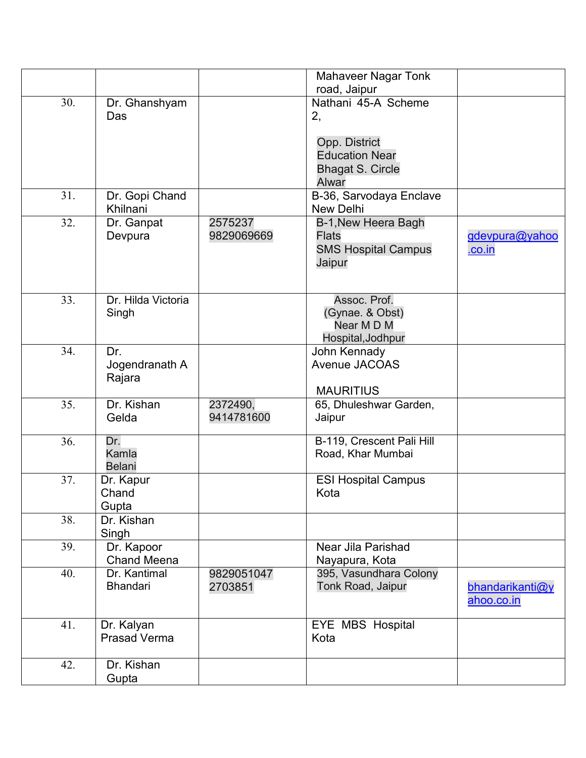| | | | | |
|---|---|---|---|---|
| | | | Mahaveer Nagar Tonk road, Jaipur | |
| 30. | Dr. Ghanshyam Das | | Nathani 45-A Scheme 2,<br><br>Opp. District Education Near Bhagat S. Circle Alwar | |
| 31. | Dr. Gopi Chand Khilnani | | B-36, Sarvodaya Enclave New Delhi | |
| 32. | Dr. Ganpat Devpura | 2575237<br>9829069669 | B-1,New Heera Bagh Flats<br>SMS Hospital Campus Jaipur | gdevpura@yahoo.co.in |
| 33. | Dr. Hilda Victoria Singh | | Assoc. Prof. (Gynae. & Obst) Near M D M Hospital,Jodhpur | |
| 34. | Dr. Jogendranath A Rajara | | John Kennady Avenue JACOAS<br><br>MAURITIUS | |
| 35. | Dr. Kishan Gelda | 2372490,<br>9414781600 | 65, Dhuleshwar Garden, Jaipur | |
| 36. | Dr. Kamla Belani | | B-119, Crescent Pali Hill Road, Khar Mumbai | |
| 37. | Dr. Kapur Chand Gupta | | ESI Hospital Campus Kota | |
| 38. | Dr. Kishan Singh | | | |
| 39. | Dr. Kapoor Chand Meena | | Near Jila Parishad Nayapura, Kota | |
| 40. | Dr. Kantimal Bhandari | 9829051047<br>2703851 | 395, Vasundhara Colony Tonk Road, Jaipur | bhandarikanti@yahoo.co.in |
| 41. | Dr. Kalyan Prasad Verma | | EYE MBS Hospital Kota | |
| 42. | Dr. Kishan Gupta | | | |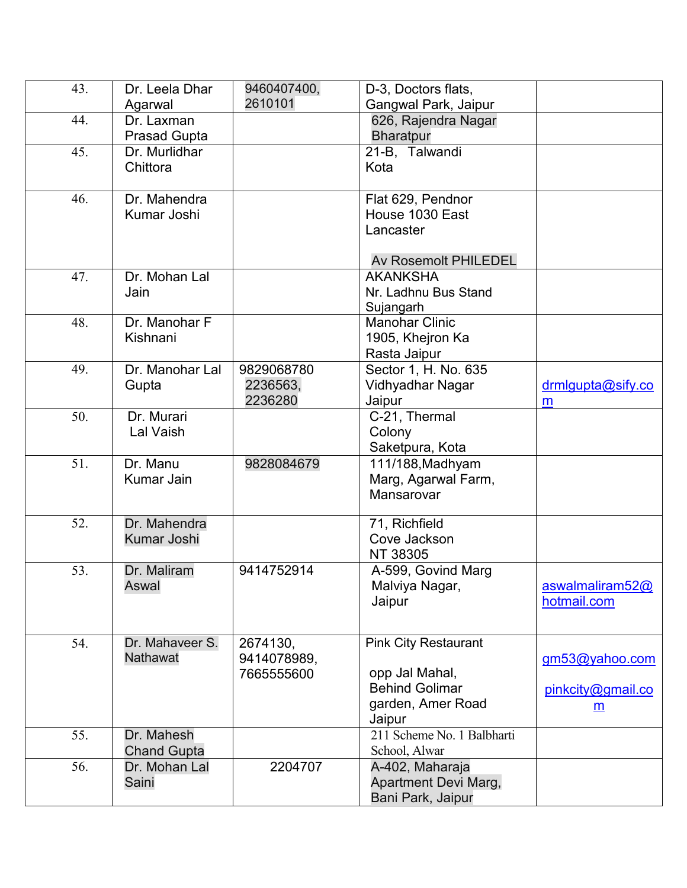| 43. | Dr. Leela Dhar Agarwal | 9460407400, 2610101 | D-3, Doctors flats, Gangwal Park, Jaipur | |
|---|---|---|---|---|
| 44. | Dr. Laxman Prasad Gupta | | 626, Rajendra Nagar Bharatpur | |
| 45. | Dr. Murlidhar Chittora | | 21-B, Talwandi Kota | |
| 46. | Dr. Mahendra Kumar Joshi | | Flat 629, Pendnor House 1030 East Lancaster<br><br>Av Rosemolt PHILEDEL | |
| 47. | Dr. Mohan Lal Jain | | AKANKSHA Nr. Ladhnu Bus Stand Sujangarh | |
| 48. | Dr. Manohar F Kishnani | | Manohar Clinic 1905, Khejron Ka Rasta Jaipur | |
| 49. | Dr. Manohar Lal Gupta | 9829068780 2236563, 2236280 | Sector 1, H. No. 635 Vidhyadhar Nagar Jaipur | drmlgupta@sify.com |
| 50. | Dr. Murari Lal Vaish | | C-21, Thermal Colony Saketpura, Kota | |
| 51. | Dr. Manu Kumar Jain | 9828084679 | 111/188,Madhyam Marg, Agarwal Farm, Mansarovar | |
| 52. | Dr. Mahendra Kumar Joshi | | 71, Richfield Cove Jackson NT 38305 | |
| 53. | Dr. Maliram Aswal | 9414752914 | A-599, Govind Marg Malviya Nagar, Jaipur | aswalmaliram52@hotmail.com |
| 54. | Dr. Mahaveer S. Nathawat | 2674130, 9414078989, 7665555600 | Pink City Restaurant<br><br>opp Jal Mahal, Behind Golimar garden, Amer Road Jaipur | gm53@yahoo.com<br><br>pinkcity@gmail.com |
| 55. | Dr. Mahesh Chand Gupta | | 211 Scheme No. 1 Balbharti School, Alwar | |
| 56. | Dr. Mohan Lal Saini | 2204707 | A-402, Maharaja Apartment Devi Marg, Bani Park, Jaipur | |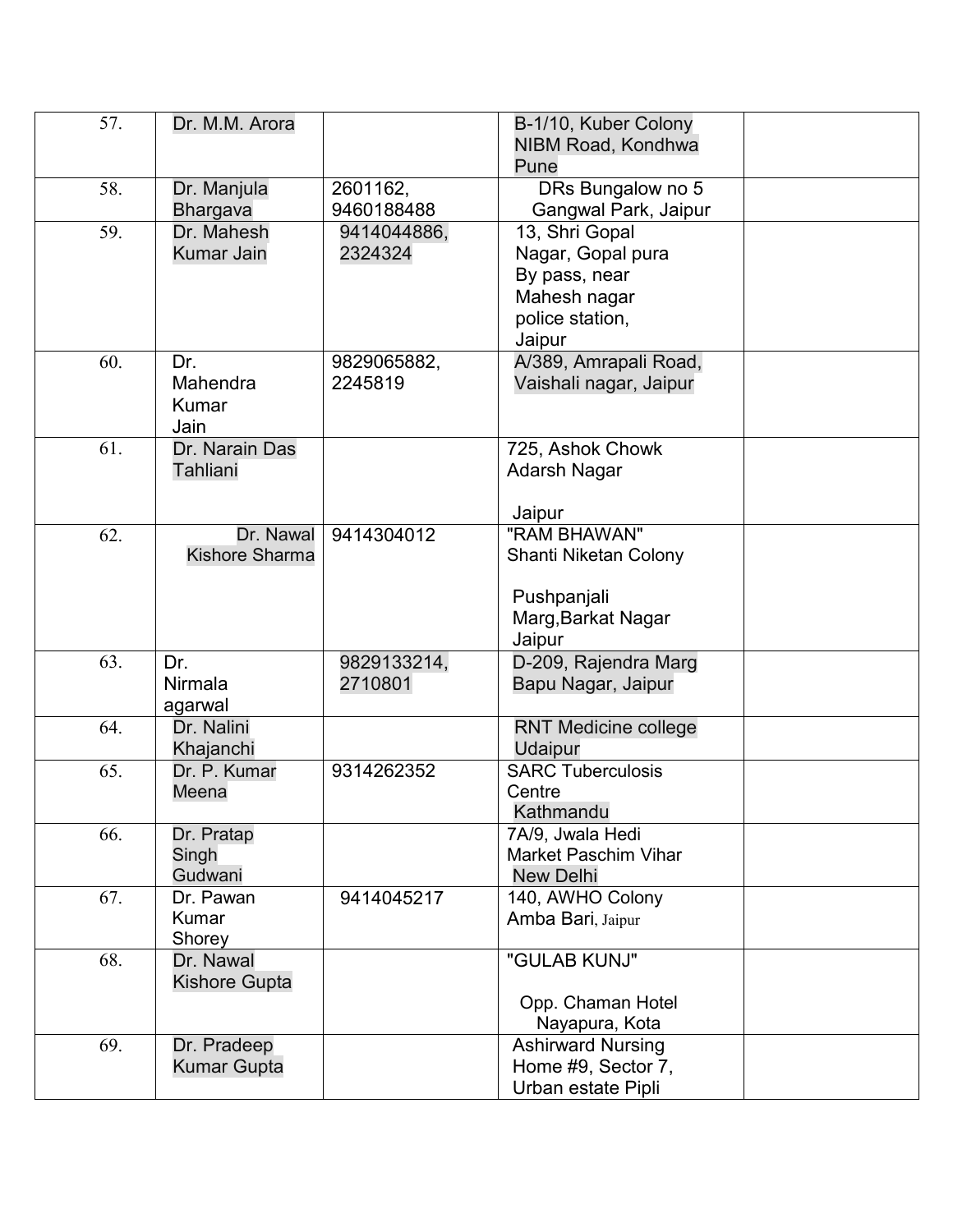| | | | | |
|---|---|---|---|---|
| 57. | Dr. M.M. Arora | | B-1/10, Kuber Colony NIBM Road, Kondhwa Pune | |
| 58. | Dr. Manjula Bhargava | 2601162, 9460188488 | DRs Bungalow no 5 Gangwal Park, Jaipur | |
| 59. | Dr. Mahesh Kumar Jain | 9414044886, 2324324 | 13, Shri Gopal Nagar, Gopal pura By pass, near Mahesh nagar police station, Jaipur | |
| 60. | Dr. Mahendra Kumar Jain | 9829065882, 2245819 | A/389, Amrapali Road, Vaishali nagar, Jaipur | |
| 61. | Dr. Narain Das Tahliani | | 725, Ashok Chowk Adarsh Nagar Jaipur | |
| 62. | Dr. Nawal Kishore Sharma | 9414304012 | "RAM BHAWAN" Shanti Niketan Colony Pushpanjali Marg,Barkat Nagar Jaipur | |
| 63. | Dr. Nirmala agarwal | 9829133214, 2710801 | D-209, Rajendra Marg Bapu Nagar, Jaipur | |
| 64. | Dr. Nalini Khajanchi | | RNT Medicine college Udaipur | |
| 65. | Dr. P. Kumar Meena | 9314262352 | SARC Tuberculosis Centre Kathmandu | |
| 66. | Dr. Pratap Singh Gudwani | | 7A/9, Jwala Hedi Market Paschim Vihar New Delhi | |
| 67. | Dr. Pawan Kumar Shorey | 9414045217 | 140, AWHO Colony Amba Bari, Jaipur | |
| 68. | Dr. Nawal Kishore Gupta | | "GULAB KUNJ" Opp. Chaman Hotel Nayapura, Kota | |
| 69. | Dr. Pradeep Kumar Gupta | | Ashirward Nursing Home #9, Sector 7, Urban estate Pipli | |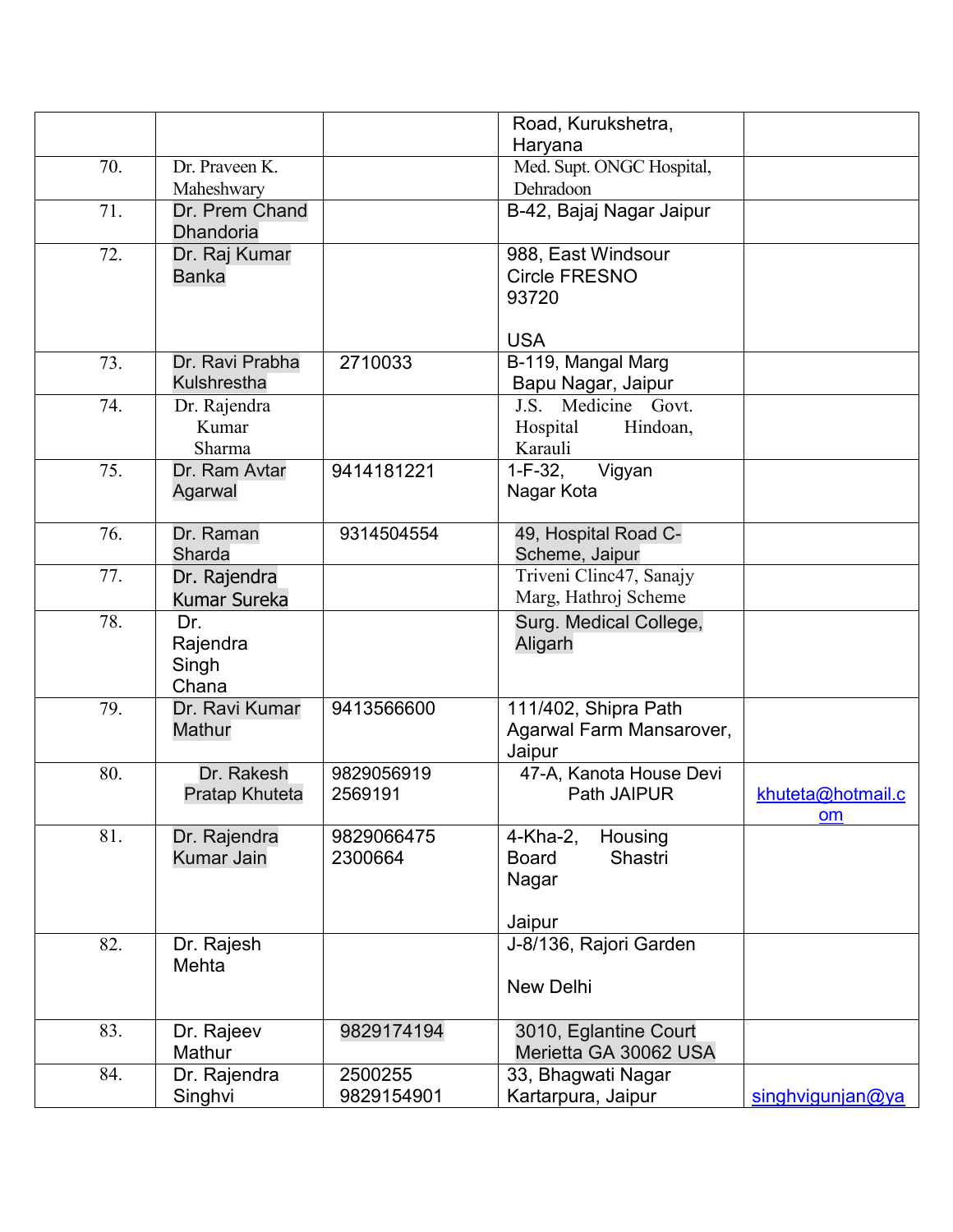| | | | | |
|---|---|---|---|---|
| | | | Road, Kurukshetra, Haryana | |
| 70. | Dr. Praveen K. Maheshwary | | Med. Supt. ONGC Hospital, Dehradoon | |
| 71. | Dr. Prem Chand Dhandoria | | B-42, Bajaj Nagar Jaipur | |
| 72. | Dr. Raj Kumar Banka | | 988, East Windsour Circle FRESNO 93720 USA | |
| 73. | Dr. Ravi Prabha Kulshrestha | 2710033 | B-119, Mangal Marg Bapu Nagar, Jaipur | |
| 74. | Dr. Rajendra Kumar Sharma | | J.S. Medicine Govt. Hospital Hindoan, Karauli | |
| 75. | Dr. Ram Avtar Agarwal | 9414181221 | 1-F-32, Vigyan Nagar Kota | |
| 76. | Dr. Raman Sharda | 9314504554 | 49, Hospital Road C-Scheme, Jaipur | |
| 77. | Dr. Rajendra Kumar Sureka | | Triveni Clinc47, Sanajy Marg, Hathroj Scheme | |
| 78. | Dr. Rajendra Singh Chana | | Surg. Medical College, Aligarh | |
| 79. | Dr. Ravi Kumar Mathur | 9413566600 | 111/402, Shipra Path Agarwal Farm Mansarover, Jaipur | |
| 80. | Dr. Rakesh Pratap Khuteta | 9829056919 2569191 | 47-A, Kanota House Devi Path JAIPUR | khuteta@hotmail.com |
| 81. | Dr. Rajendra Kumar Jain | 9829066475 2300664 | 4-Kha-2, Housing Board Shastri Nagar Jaipur | |
| 82. | Dr. Rajesh Mehta | | J-8/136, Rajori Garden New Delhi | |
| 83. | Dr. Rajeev Mathur | 9829174194 | 3010, Eglantine Court Merietta GA 30062 USA | |
| 84. | Dr. Rajendra Singhvi | 2500255 9829154901 | 33, Bhagwati Nagar Kartarpura, Jaipur | singhvigunjan@ya |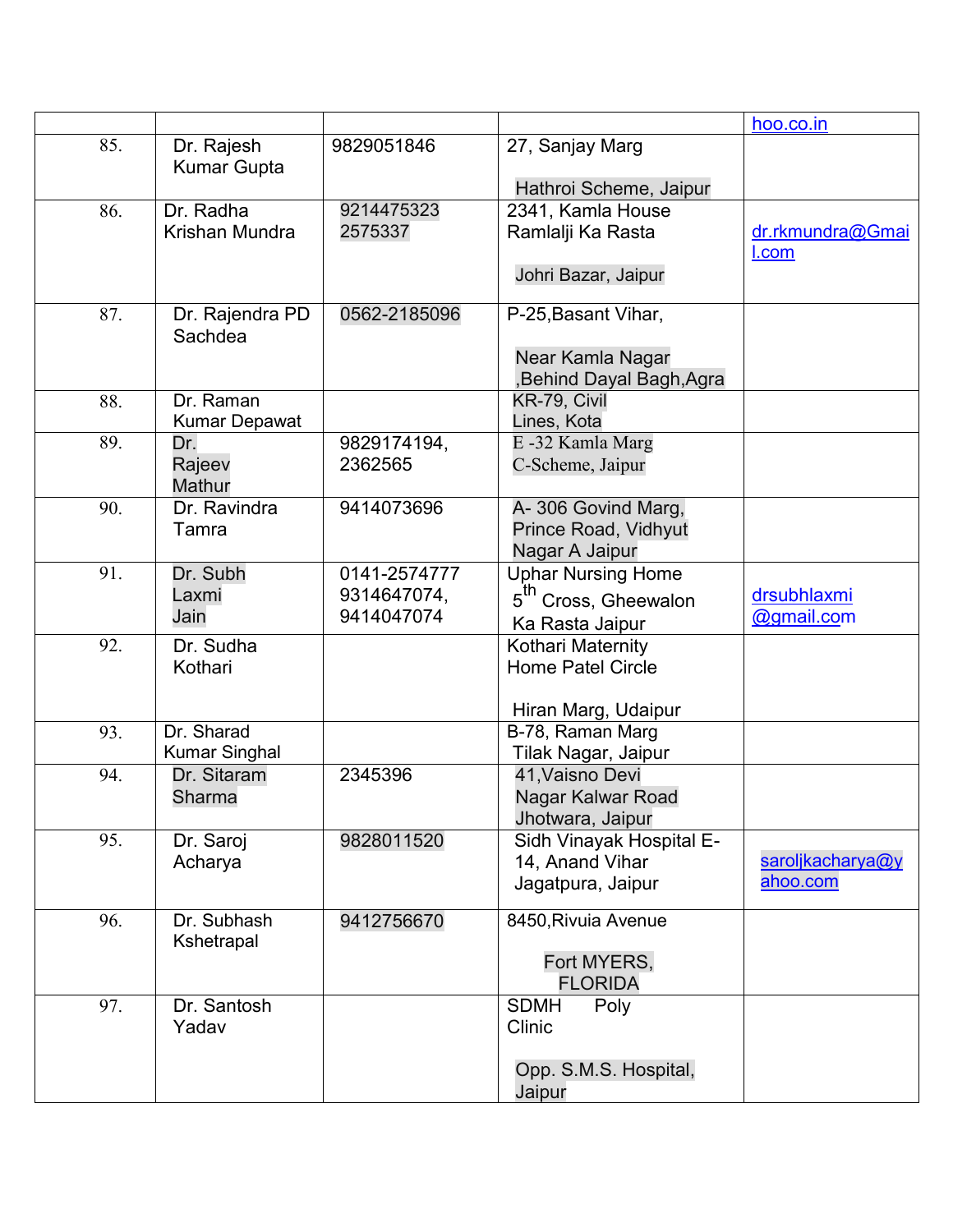| | | | | |
|---|---|---|---|---|
| | | | | hoo.co.in |
| 85. | Dr. Rajesh Kumar Gupta | 9829051846 | 27, Sanjay Marg Hathroi Scheme, Jaipur | |
| 86. | Dr. Radha Krishan Mundra | 9214475323 2575337 | 2341, Kamla House Ramlalji Ka Rasta Johri Bazar, Jaipur | dr.rkmundra@Gmail.com |
| 87. | Dr. Rajendra PD Sachdea | 0562-2185096 | P-25,Basant Vihar, Near Kamla Nagar ,Behind Dayal Bagh,Agra | |
| 88. | Dr. Raman Kumar Depawat | | KR-79, Civil Lines, Kota | |
| 89. | Dr. Rajeev Mathur | 9829174194, 2362565 | E -32 Kamla Marg C-Scheme, Jaipur | |
| 90. | Dr. Ravindra Tamra | 9414073696 | A- 306 Govind Marg, Prince Road, Vidhyut Nagar A Jaipur | |
| 91. | Dr. Subh Laxmi Jain | 0141-2574777 9314647074, 9414047074 | Uphar Nursing Home 5th Cross, Gheewalon Ka Rasta Jaipur | drsubhlaxmi@gmail.com |
| 92. | Dr. Sudha Kothari | | Kothari Maternity Home Patel Circle Hiran Marg, Udaipur | |
| 93. | Dr. Sharad Kumar Singhal | | B-78, Raman Marg Tilak Nagar, Jaipur | |
| 94. | Dr. Sitaram Sharma | 2345396 | 41,Vaisno Devi Nagar Kalwar Road Jhotwara, Jaipur | |
| 95. | Dr. Saroj Acharya | 9828011520 | Sidh Vinayak Hospital E-14, Anand Vihar Jagatpura, Jaipur | saroljkacharya@yahoo.com |
| 96. | Dr. Subhash Kshetrapal | 9412756670 | 8450,Rivuia Avenue Fort MYERS, FLORIDA | |
| 97. | Dr. Santosh Yadav | | SDMH Poly Clinic Opp. S.M.S. Hospital, Jaipur | |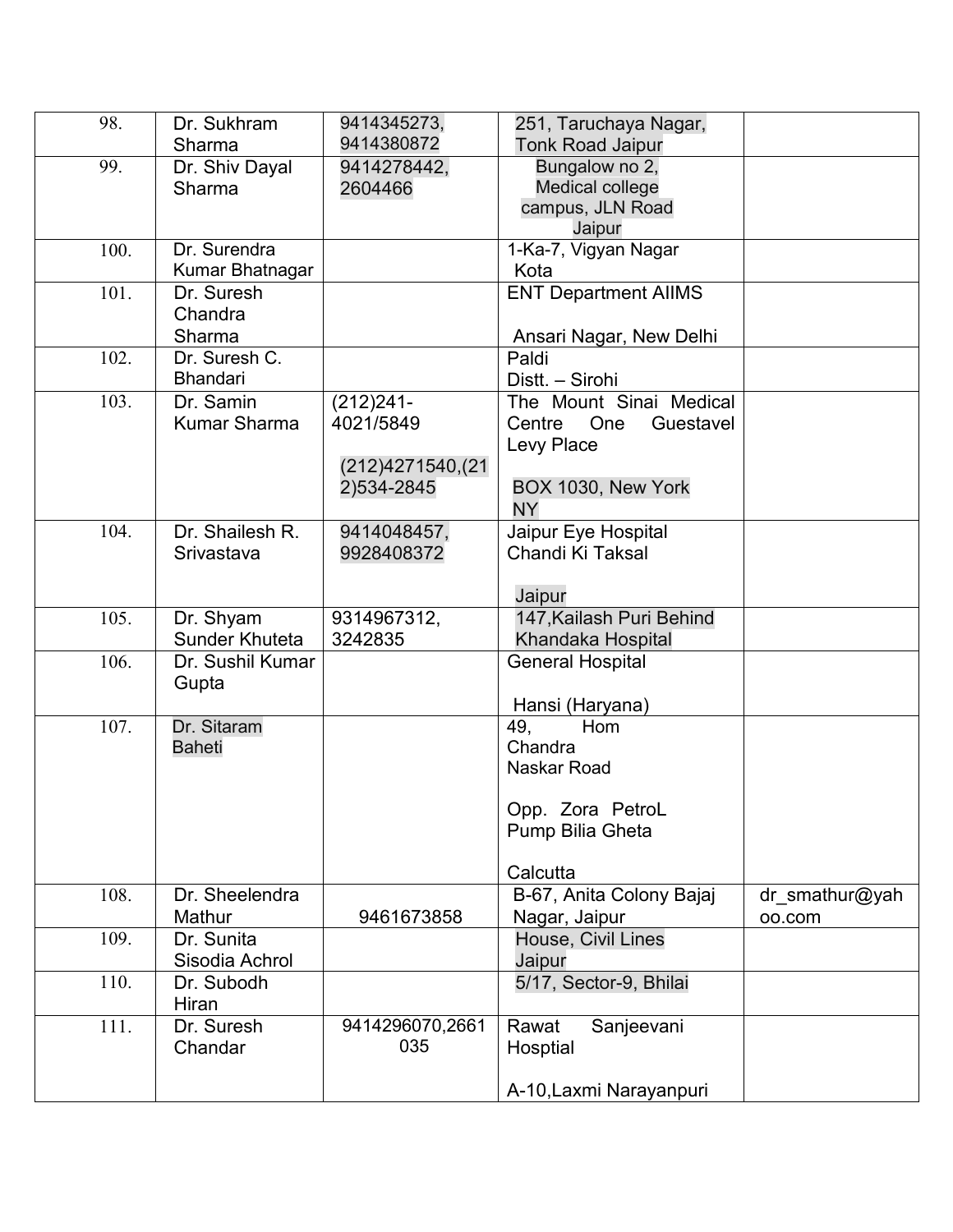| | | | | |
|---|---|---|---|---|
| 98. | Dr. Sukhram Sharma | 9414345273, 9414380872 | 251, Taruchaya Nagar, Tonk Road Jaipur | |
| 99. | Dr. Shiv Dayal Sharma | 9414278442, 2604466 | Bungalow no 2, Medical college campus, JLN Road Jaipur | |
| 100. | Dr. Surendra Kumar Bhatnagar | | 1-Ka-7, Vigyan Nagar Kota | |
| 101. | Dr. Suresh Chandra Sharma | | ENT Department AIIMS Ansari Nagar, New Delhi | |
| 102. | Dr. Suresh C. Bhandari | | Paldi Distt. – Sirohi | |
| 103. | Dr. Samin Kumar Sharma | (212)241-4021/5849 (212)4271540,(212)534-2845 | The Mount Sinai Medical Centre One Guestavel Levy Place BOX 1030, New York NY | |
| 104. | Dr. Shailesh R. Srivastava | 9414048457, 9928408372 | Jaipur Eye Hospital Chandi Ki Taksal Jaipur | |
| 105. | Dr. Shyam Sunder Khuteta | 9314967312, 3242835 | 147,Kailash Puri Behind Khandaka Hospital | |
| 106. | Dr. Sushil Kumar Gupta | | General Hospital Hansi (Haryana) | |
| 107. | Dr. Sitaram Baheti | | 49, Hom Chandra Naskar Road Opp. Zora PetroL Pump Bilia Gheta Calcutta | |
| 108. | Dr. Sheelendra Mathur | 9461673858 | B-67, Anita Colony Bajaj Nagar, Jaipur | dr_smathur@yahoo.com |
| 109. | Dr. Sunita Sisodia Achrol | | House, Civil Lines Jaipur | |
| 110. | Dr. Subodh Hiran | | 5/17, Sector-9, Bhilai | |
| 111. | Dr. Suresh Chandar | 9414296070,2661035 | Rawat Sanjeevani Hosptial A-10,Laxmi Narayanpuri | |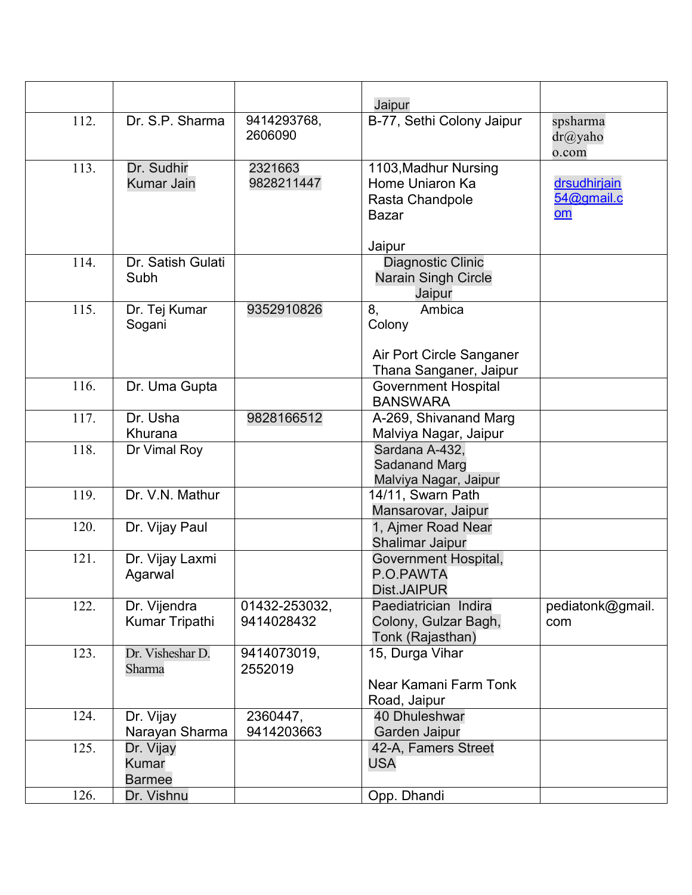| | | | | |
|---|---|---|---|---|
| | | | Jaipur | |
| 112. | Dr. S.P. Sharma | 9414293768, 2606090 | B-77, Sethi Colony Jaipur | spsharmadr@yahoo.com |
| 113. | Dr. Sudhir Kumar Jain | 2321663 9828211447 | 1103,Madhur Nursing Home Uniaron Ka Rasta Chandpole Bazar Jaipur | drsudhirjain54@gmail.com |
| 114. | Dr. Satish Gulati Subh | | Diagnostic Clinic Narain Singh Circle Jaipur | |
| 115. | Dr. Tej Kumar Sogani | 9352910826 | 8, Ambica Colony Air Port Circle Sanganer Thana Sanganer, Jaipur | |
| 116. | Dr. Uma Gupta | | Government Hospital BANSWARA | |
| 117. | Dr. Usha Khurana | 9828166512 | A-269, Shivanand Marg Malviya Nagar, Jaipur | |
| 118. | Dr Vimal Roy | | Sardana A-432, Sadanand Marg Malviya Nagar, Jaipur | |
| 119. | Dr. V.N. Mathur | | 14/11, Swarn Path Mansarovar, Jaipur | |
| 120. | Dr. Vijay Paul | | 1, Ajmer Road Near Shalimar Jaipur | |
| 121. | Dr. Vijay Laxmi Agarwal | | Government Hospital, P.O.PAWTA Dist.JAIPUR | |
| 122. | Dr. Vijendra Kumar Tripathi | 01432-253032, 9414028432 | Paediatrician Indira Colony, Gulzar Bagh, Tonk (Rajasthan) | pediatonk@gmail.com |
| 123. | Dr. Visheshar D. Sharma | 9414073019, 2552019 | 15, Durga Vihar Near Kamani Farm Tonk Road, Jaipur | |
| 124. | Dr. Vijay Narayan Sharma | 2360447, 9414203663 | 40 Dhuleshwar Garden Jaipur | |
| 125. | Dr. Vijay Kumar Barmee | | 42-A, Famers Street USA | |
| 126. | Dr. Vishnu | | Opp. Dhandi | |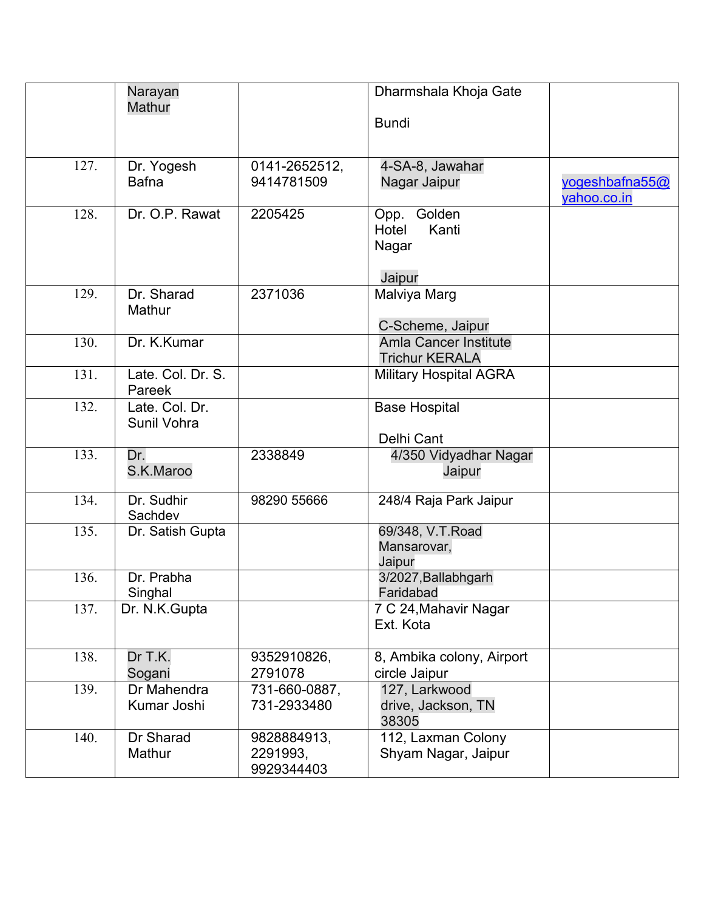| | | | | |
|---|---|---|---|---|
| | Narayan Mathur | | Dharmshala Khoja Gate Bundi | |
| 127. | Dr. Yogesh Bafna | 0141-2652512, 9414781509 | 4-SA-8, Jawahar Nagar Jaipur | yogeshbafna55@yahoo.co.in |
| 128. | Dr. O.P. Rawat | 2205425 | Opp. Golden Hotel Kanti Nagar Jaipur | |
| 129. | Dr. Sharad Mathur | 2371036 | Malviya Marg C-Scheme, Jaipur | |
| 130. | Dr. K.Kumar | | Amla Cancer Institute Trichur KERALA | |
| 131. | Late. Col. Dr. S. Pareek | | Military Hospital AGRA | |
| 132. | Late. Col. Dr. Sunil Vohra | | Base Hospital Delhi Cant | |
| 133. | Dr. S.K.Maroo | 2338849 | 4/350 Vidyadhar Nagar Jaipur | |
| 134. | Dr. Sudhir Sachdev | 98290 55666 | 248/4 Raja Park Jaipur | |
| 135. | Dr. Satish Gupta | | 69/348, V.T.Road Mansarovar, Jaipur | |
| 136. | Dr. Prabha Singhal | | 3/2027,Ballabhgarh Faridabad | |
| 137. | Dr. N.K.Gupta | | 7 C 24,Mahavir Nagar Ext. Kota | |
| 138. | Dr T.K. Sogani | 9352910826, 2791078 | 8, Ambika colony, Airport circle Jaipur | |
| 139. | Dr Mahendra Kumar Joshi | 731-660-0887, 731-2933480 | 127, Larkwood drive, Jackson, TN 38305 | |
| 140. | Dr Sharad Mathur | 9828884913, 2291993, 9929344403 | 112, Laxman Colony Shyam Nagar, Jaipur | |